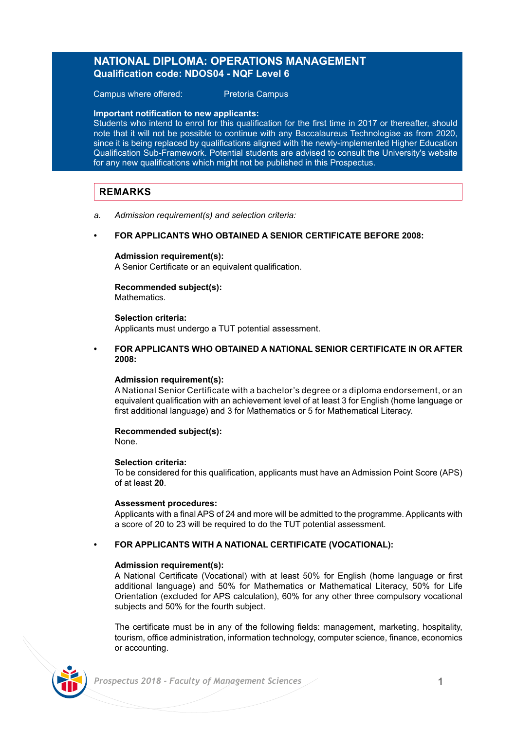# NATIONAL DIPLOMA: OPERATIONS MANAGEMENT

**Qualification code: NDOS04 - NQF Level 6**

Campus where offered: Pretoria Campus

**Important notification to new applicants:**
Students who intend to enrol for this qualification for the first time in 2017 or thereafter, should note that it will not be possible to continue with any Baccalaureus Technologiae as from 2020, since it is being replaced by qualifications aligned with the newly-implemented Higher Education Qualification Sub-Framework. Potential students are advised to consult the University's website for any new qualifications which might not be published in this Prospectus.

## REMARKS

a. *Admission requirement(s) and selection criteria:*

- **FOR APPLICANTS WHO OBTAINED A SENIOR CERTIFICATE BEFORE 2008:**

  **Admission requirement(s):**
  A Senior Certificate or an equivalent qualification.

  **Recommended subject(s):**
  Mathematics.

  **Selection criteria:**
  Applicants must undergo a TUT potential assessment.

- **FOR APPLICANTS WHO OBTAINED A NATIONAL SENIOR CERTIFICATE IN OR AFTER 2008:**

  **Admission requirement(s):**
  A National Senior Certificate with a bachelor's degree or a diploma endorsement, or an equivalent qualification with an achievement level of at least 3 for English (home language or first additional language) and 3 for Mathematics or 5 for Mathematical Literacy.

  **Recommended subject(s):**
  None.

  **Selection criteria:**
  To be considered for this qualification, applicants must have an Admission Point Score (APS) of at least **20**.

  **Assessment procedures:**
  Applicants with a final APS of 24 and more will be admitted to the programme. Applicants with a score of 20 to 23 will be required to do the TUT potential assessment.

- **FOR APPLICANTS WITH A NATIONAL CERTIFICATE (VOCATIONAL):**

  **Admission requirement(s):**
  A National Certificate (Vocational) with at least 50% for English (home language or first additional language) and 50% for Mathematics or Mathematical Literacy, 50% for Life Orientation (excluded for APS calculation), 60% for any other three compulsory vocational subjects and 50% for the fourth subject.

  The certificate must be in any of the following fields: management, marketing, hospitality, tourism, office administration, information technology, computer science, finance, economics or accounting.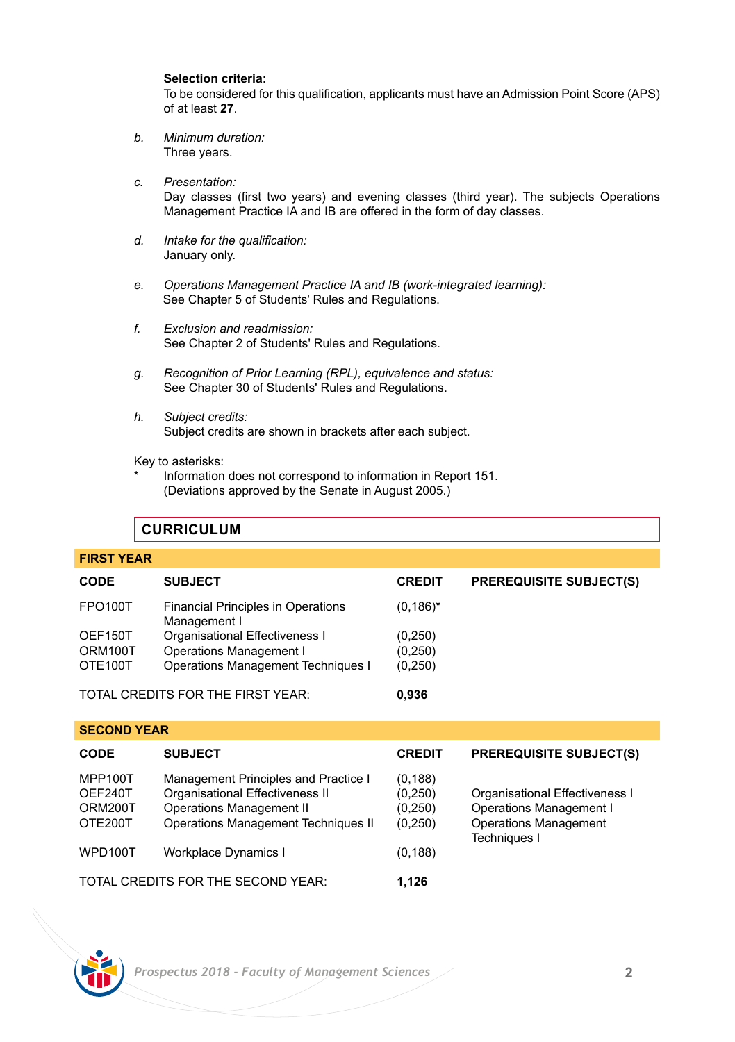**Selection criteria:**
To be considered for this qualification, applicants must have an Admission Point Score (APS) of at least **27**.

*b. Minimum duration:*
Three years.

*c. Presentation:*
Day classes (first two years) and evening classes (third year). The subjects Operations Management Practice IA and IB are offered in the form of day classes.

*d. Intake for the qualification:*
January only.

*e. Operations Management Practice IA and IB (work-integrated learning):*
See Chapter 5 of Students' Rules and Regulations.

*f. Exclusion and readmission:*
See Chapter 2 of Students' Rules and Regulations.

*g. Recognition of Prior Learning (RPL), equivalence and status:*
See Chapter 30 of Students' Rules and Regulations.

*h. Subject credits:*
Subject credits are shown in brackets after each subject.

Key to asterisks:
\* Information does not correspond to information in Report 151. (Deviations approved by the Senate in August 2005.)

## CURRICULUM

### FIRST YEAR

| CODE | SUBJECT | CREDIT | PREREQUISITE SUBJECT(S) |
|---|---|---|---|
| FPO100T | Financial Principles in Operations Management I | (0,186)* | |
| OEF150T | Organisational Effectiveness I | (0,250) | |
| ORM100T | Operations Management I | (0,250) | |
| OTE100T | Operations Management Techniques I | (0,250) | |
| | TOTAL CREDITS FOR THE FIRST YEAR: | **0,936** | |

### SECOND YEAR

| CODE | SUBJECT | CREDIT | PREREQUISITE SUBJECT(S) |
|---|---|---|---|
| MPP100T | Management Principles and Practice I | (0,188) | |
| OEF240T | Organisational Effectiveness II | (0,250) | Organisational Effectiveness I |
| ORM200T | Operations Management II | (0,250) | Operations Management I |
| OTE200T | Operations Management Techniques II | (0,250) | Operations Management Techniques I |
| WPD100T | Workplace Dynamics I | (0,188) | |
| | TOTAL CREDITS FOR THE SECOND YEAR: | **1,126** | |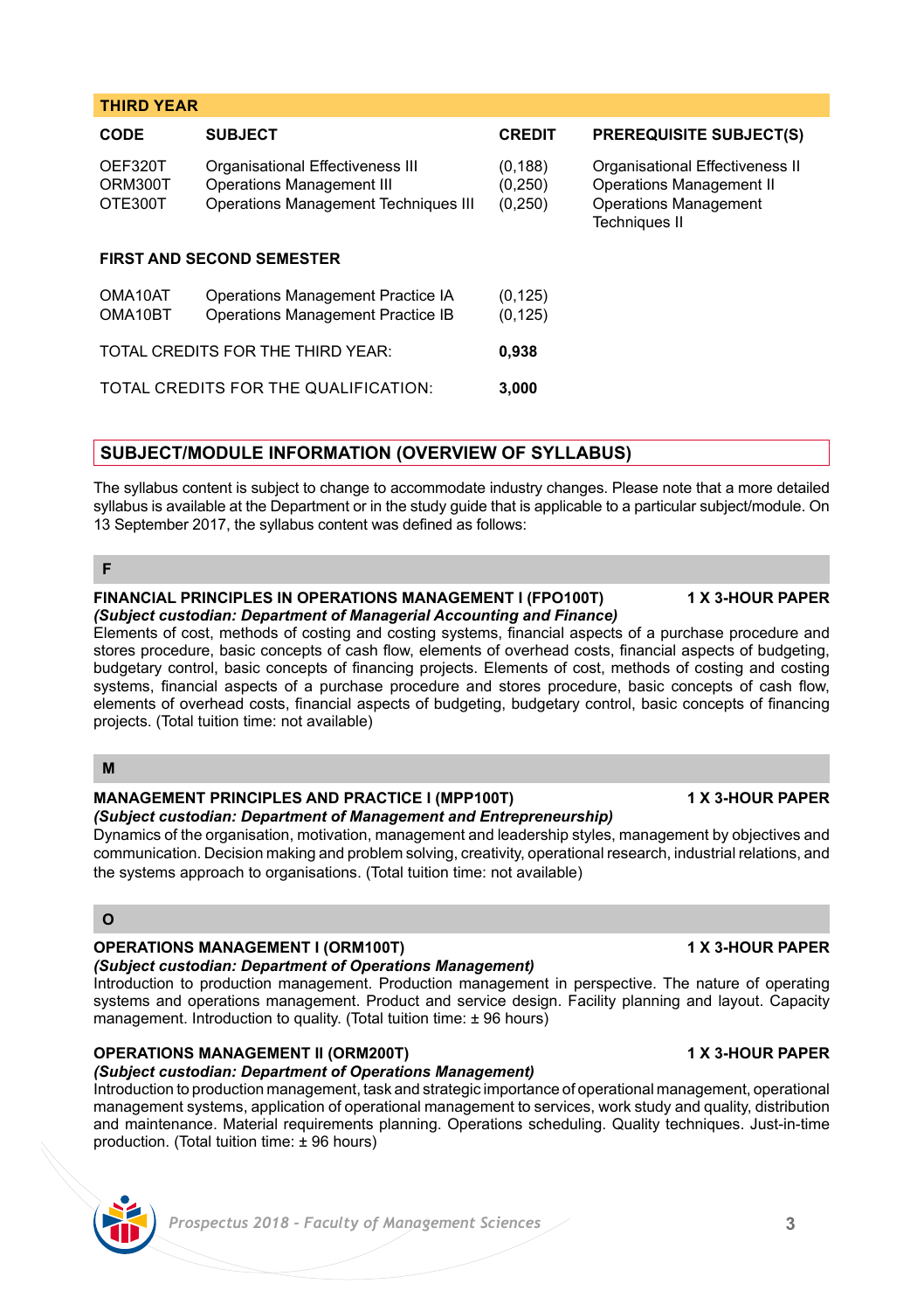## THIRD YEAR

| CODE | SUBJECT | CREDIT | PREREQUISITE SUBJECT(S) |
|---|---|---|---|
| OEF320T | Organisational Effectiveness III | (0,188) | Organisational Effectiveness II |
| ORM300T | Operations Management III | (0,250) | Operations Management II |
| OTE300T | Operations Management Techniques III | (0,250) | Operations Management Techniques II |
| **FIRST AND SECOND SEMESTER** | | | |
| OMA10AT | Operations Management Practice IA | (0,125) | |
| OMA10BT | Operations Management Practice IB | (0,125) | |
| TOTAL CREDITS FOR THE THIRD YEAR: | | **0,938** | |
| TOTAL CREDITS FOR THE QUALIFICATION: | | **3,000** | |

## SUBJECT/MODULE INFORMATION (OVERVIEW OF SYLLABUS)

The syllabus content is subject to change to accommodate industry changes. Please note that a more detailed syllabus is available at the Department or in the study guide that is applicable to a particular subject/module. On 13 September 2017, the syllabus content was defined as follows:

### F

**FINANCIAL PRINCIPLES IN OPERATIONS MANAGEMENT I (FPO100T)** **1 X 3-HOUR PAPER**
***(Subject custodian: Department of Managerial Accounting and Finance)***
Elements of cost, methods of costing and costing systems, financial aspects of a purchase procedure and stores procedure, basic concepts of cash flow, elements of overhead costs, financial aspects of budgeting, budgetary control, basic concepts of financing projects. Elements of cost, methods of costing and costing systems, financial aspects of a purchase procedure and stores procedure, basic concepts of cash flow, elements of overhead costs, financial aspects of budgeting, budgetary control, basic concepts of financing projects. (Total tuition time: not available)

### M

**MANAGEMENT PRINCIPLES AND PRACTICE I (MPP100T)** **1 X 3-HOUR PAPER**
***(Subject custodian: Department of Management and Entrepreneurship)***
Dynamics of the organisation, motivation, management and leadership styles, management by objectives and communication. Decision making and problem solving, creativity, operational research, industrial relations, and the systems approach to organisations. (Total tuition time: not available)

### O

**OPERATIONS MANAGEMENT I (ORM100T)** **1 X 3-HOUR PAPER**
***(Subject custodian: Department of Operations Management)***
Introduction to production management. Production management in perspective. The nature of operating systems and operations management. Product and service design. Facility planning and layout. Capacity management. Introduction to quality. (Total tuition time: ± 96 hours)

**OPERATIONS MANAGEMENT II (ORM200T)** **1 X 3-HOUR PAPER**
***(Subject custodian: Department of Operations Management)***
Introduction to production management, task and strategic importance of operational management, operational management systems, application of operational management to services, work study and quality, distribution and maintenance. Material requirements planning. Operations scheduling. Quality techniques. Just-in-time production. (Total tuition time: ± 96 hours)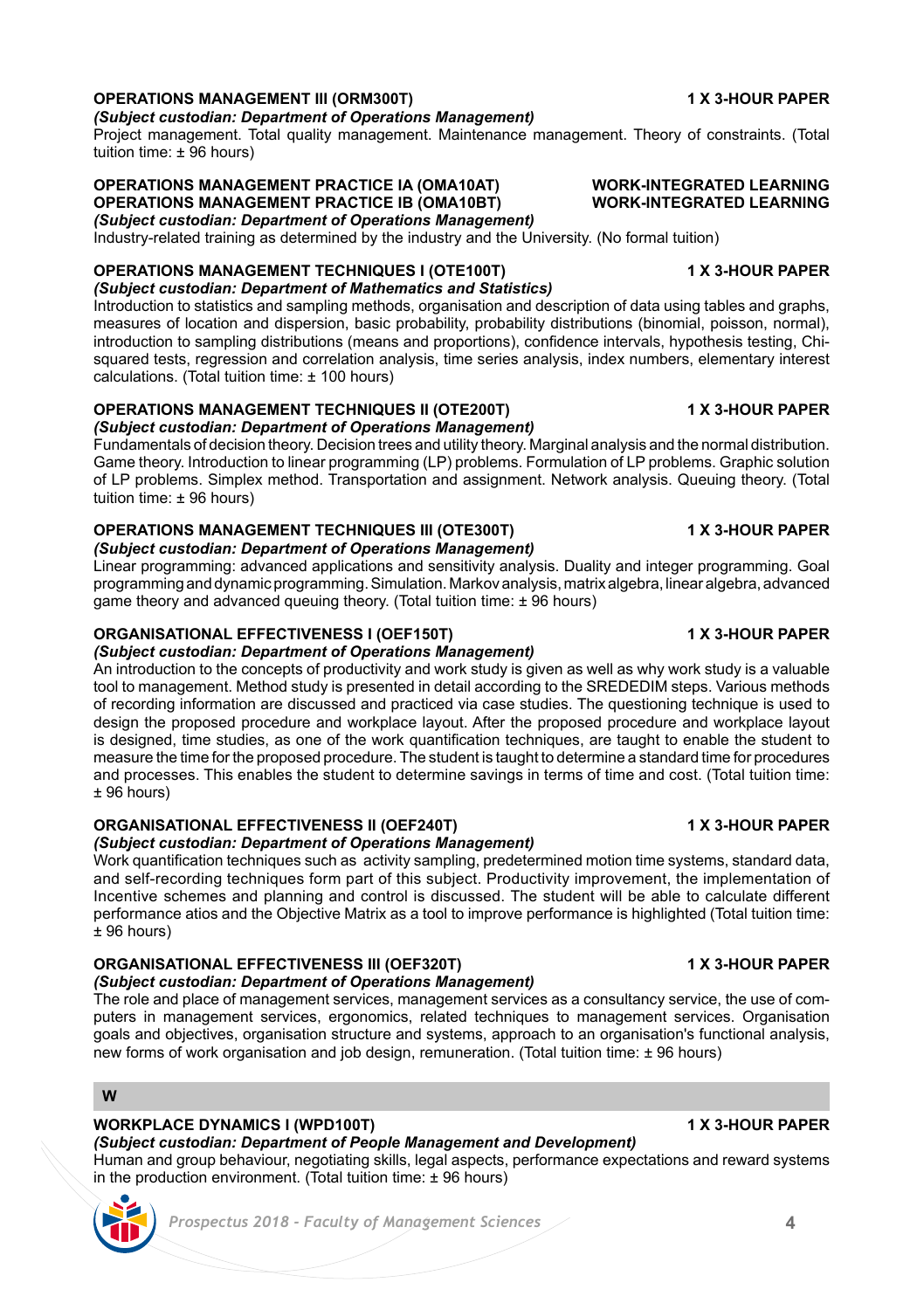**OPERATIONS MANAGEMENT III (ORM300T)** **1 X 3-HOUR PAPER**
***(Subject custodian: Department of Operations Management)***
Project management. Total quality management. Maintenance management. Theory of constraints. (Total tuition time: ± 96 hours)

**OPERATIONS MANAGEMENT PRACTICE IA (OMA10AT)** **WORK-INTEGRATED LEARNING**
**OPERATIONS MANAGEMENT PRACTICE IB (OMA10BT)** **WORK-INTEGRATED LEARNING**
***(Subject custodian: Department of Operations Management)***
Industry-related training as determined by the industry and the University. (No formal tuition)

**OPERATIONS MANAGEMENT TECHNIQUES I (OTE100T)** **1 X 3-HOUR PAPER**
***(Subject custodian: Department of Mathematics and Statistics)***
Introduction to statistics and sampling methods, organisation and description of data using tables and graphs, measures of location and dispersion, basic probability, probability distributions (binomial, poisson, normal), introduction to sampling distributions (means and proportions), confidence intervals, hypothesis testing, Chi-squared tests, regression and correlation analysis, time series analysis, index numbers, elementary interest calculations. (Total tuition time: ± 100 hours)

**OPERATIONS MANAGEMENT TECHNIQUES II (OTE200T)** **1 X 3-HOUR PAPER**
***(Subject custodian: Department of Operations Management)***
Fundamentals of decision theory. Decision trees and utility theory. Marginal analysis and the normal distribution. Game theory. Introduction to linear programming (LP) problems. Formulation of LP problems. Graphic solution of LP problems. Simplex method. Transportation and assignment. Network analysis. Queuing theory. (Total tuition time: ± 96 hours)

**OPERATIONS MANAGEMENT TECHNIQUES III (OTE300T)** **1 X 3-HOUR PAPER**
***(Subject custodian: Department of Operations Management)***
Linear programming: advanced applications and sensitivity analysis. Duality and integer programming. Goal programming and dynamic programming. Simulation. Markov analysis, matrix algebra, linear algebra, advanced game theory and advanced queuing theory. (Total tuition time: ± 96 hours)

**ORGANISATIONAL EFFECTIVENESS I (OEF150T)** **1 X 3-HOUR PAPER**
***(Subject custodian: Department of Operations Management)***
An introduction to the concepts of productivity and work study is given as well as why work study is a valuable tool to management. Method study is presented in detail according to the SREDEDIM steps. Various methods of recording information are discussed and practiced via case studies. The questioning technique is used to design the proposed procedure and workplace layout. After the proposed procedure and workplace layout is designed, time studies, as one of the work quantification techniques, are taught to enable the student to measure the time for the proposed procedure. The student is taught to determine a standard time for procedures and processes. This enables the student to determine savings in terms of time and cost. (Total tuition time: ± 96 hours)

**ORGANISATIONAL EFFECTIVENESS II (OEF240T)** **1 X 3-HOUR PAPER**
***(Subject custodian: Department of Operations Management)***
Work quantification techniques such as activity sampling, predetermined motion time systems, standard data, and self-recording techniques form part of this subject. Productivity improvement, the implementation of Incentive schemes and planning and control is discussed. The student will be able to calculate different performance atios and the Objective Matrix as a tool to improve performance is highlighted (Total tuition time: ± 96 hours)

**ORGANISATIONAL EFFECTIVENESS III (OEF320T)** **1 X 3-HOUR PAPER**
***(Subject custodian: Department of Operations Management)***
The role and place of management services, management services as a consultancy service, the use of computers in management services, ergonomics, related techniques to management services. Organisation goals and objectives, organisation structure and systems, approach to an organisation's functional analysis, new forms of work organisation and job design, remuneration. (Total tuition time: ± 96 hours)

## W

**WORKPLACE DYNAMICS I (WPD100T)** **1 X 3-HOUR PAPER**
***(Subject custodian: Department of People Management and Development)***
Human and group behaviour, negotiating skills, legal aspects, performance expectations and reward systems in the production environment. (Total tuition time: ± 96 hours)